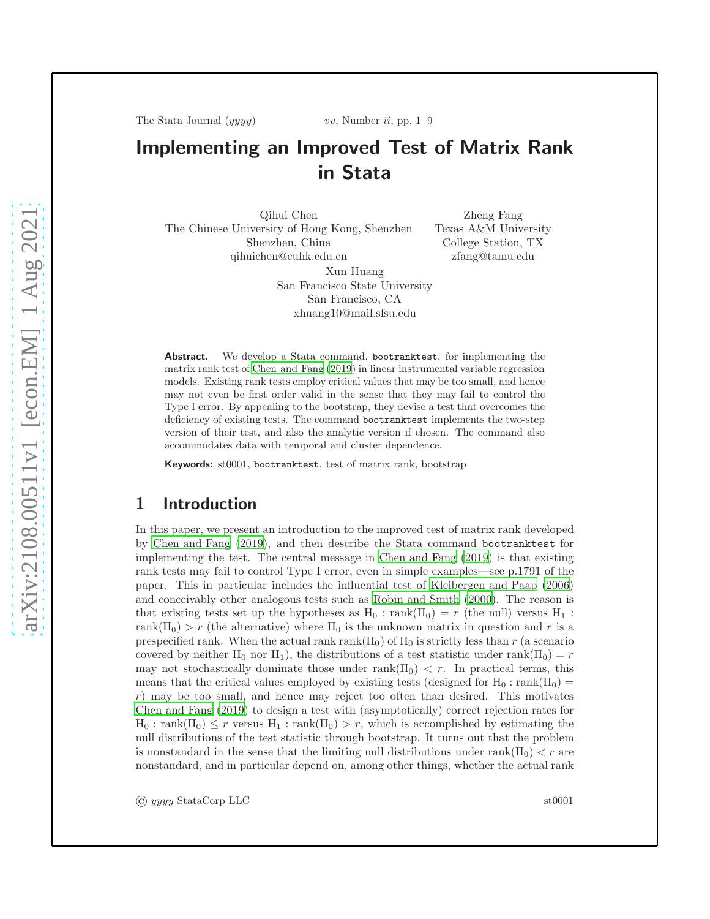# Implementing an Improved Test of Matrix Rank in Stata

Qihui Chen
The Chinese University of Hong Kong, Shenzhen
Shenzhen, China
qihuichen@cuhk.edu.cn

Zheng Fang
Texas A&M University
College Station, TX
zfang@tamu.edu

Xun Huang
San Francisco State University
San Francisco, CA
xhuang10@mail.sfsu.edu

**Abstract.** We develop a Stata command, `bootranktest`, for implementing the matrix rank test of Chen and Fang (2019) in linear instrumental variable regression models. Existing rank tests employ critical values that may be too small, and hence may not even be first order valid in the sense that they may fail to control the Type I error. By appealing to the bootstrap, they devise a test that overcomes the deficiency of existing tests. The command `bootranktest` implements the two-step version of their test, and also the analytic version if chosen. The command also accommodates data with temporal and cluster dependence.

**Keywords:** st0001, `bootranktest`, test of matrix rank, bootstrap

## 1 Introduction

In this paper, we present an introduction to the improved test of matrix rank developed by Chen and Fang (2019), and then describe the Stata command `bootranktest` for implementing the test. The central message in Chen and Fang (2019) is that existing rank tests may fail to control Type I error, even in simple examples—see p.1791 of the paper. This in particular includes the influential test of Kleibergen and Paap (2006) and conceivably other analogous tests such as Robin and Smith (2000). The reason is that existing tests set up the hypotheses as $\mathrm{H}_0 : \mathrm{rank}(\Pi_0) = r$ (the null) versus $\mathrm{H}_1 : \mathrm{rank}(\Pi_0) > r$ (the alternative) where $\Pi_0$ is the unknown matrix in question and $r$ is a prespecified rank. When the actual rank $\mathrm{rank}(\Pi_0)$ of $\Pi_0$ is strictly less than $r$ (a scenario covered by neither $\mathrm{H}_0$ nor $\mathrm{H}_1$), the distributions of a test statistic under $\mathrm{rank}(\Pi_0) = r$ may not stochastically dominate those under $\mathrm{rank}(\Pi_0) < r$. In practical terms, this means that the critical values employed by existing tests (designed for $\mathrm{H}_0 : \mathrm{rank}(\Pi_0) = r$) may be too small, and hence may reject too often than desired. This motivates Chen and Fang (2019) to design a test with (asymptotically) correct rejection rates for $\mathrm{H}_0 : \mathrm{rank}(\Pi_0) \leq r$ versus $\mathrm{H}_1 : \mathrm{rank}(\Pi_0) > r$, which is accomplished by estimating the null distributions of the test statistic through bootstrap. It turns out that the problem is nonstandard in the sense that the limiting null distributions under $\mathrm{rank}(\Pi_0) < r$ are nonstandard, and in particular depend on, among other things, whether the actual rank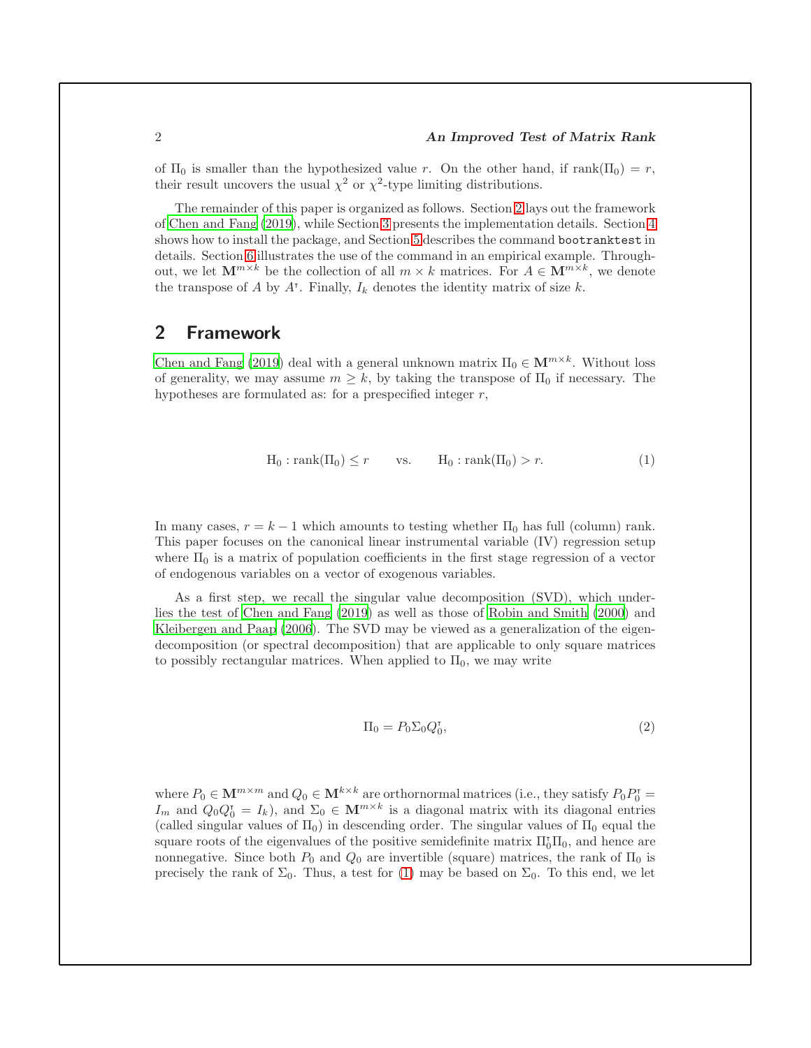of $\Pi_0$ is smaller than the hypothesized value $r$. On the other hand, if $\text{rank}(\Pi_0) = r$, their result uncovers the usual $\chi^2$ or $\chi^2$-type limiting distributions.

The remainder of this paper is organized as follows. Section 2 lays out the framework of Chen and Fang (2019), while Section 3 presents the implementation details. Section 4 shows how to install the package, and Section 5 describes the command `bootranktest` in details. Section 6 illustrates the use of the command in an empirical example. Throughout, we let $\mathbf{M}^{m\times k}$ be the collection of all $m \times k$ matrices. For $A \in \mathbf{M}^{m\times k}$, we denote the transpose of $A$ by $A^{\intercal}$. Finally, $I_k$ denotes the identity matrix of size $k$.

## 2 Framework

Chen and Fang (2019) deal with a general unknown matrix $\Pi_0 \in \mathbf{M}^{m\times k}$. Without loss of generality, we may assume $m \geq k$, by taking the transpose of $\Pi_0$ if necessary. The hypotheses are formulated as: for a prespecified integer $r$,

$$\text{H}_0 : \text{rank}(\Pi_0) \leq r \qquad \text{vs.} \qquad \text{H}_0 : \text{rank}(\Pi_0) > r. \tag{1}$$

In many cases, $r = k - 1$ which amounts to testing whether $\Pi_0$ has full (column) rank. This paper focuses on the canonical linear instrumental variable (IV) regression setup where $\Pi_0$ is a matrix of population coefficients in the first stage regression of a vector of endogenous variables on a vector of exogenous variables.

As a first step, we recall the singular value decomposition (SVD), which underlies the test of Chen and Fang (2019) as well as those of Robin and Smith (2000) and Kleibergen and Paap (2006). The SVD may be viewed as a generalization of the eigendecomposition (or spectral decomposition) that are applicable to only square matrices to possibly rectangular matrices. When applied to $\Pi_0$, we may write

$$\Pi_0 = P_0 \Sigma_0 Q_0^{\intercal}, \tag{2}$$

where $P_0 \in \mathbf{M}^{m\times m}$ and $Q_0 \in \mathbf{M}^{k\times k}$ are orthornormal matrices (i.e., they satisfy $P_0 P_0^{\intercal} = I_m$ and $Q_0 Q_0^{\intercal} = I_k$), and $\Sigma_0 \in \mathbf{M}^{m\times k}$ is a diagonal matrix with its diagonal entries (called singular values of $\Pi_0$) in descending order. The singular values of $\Pi_0$ equal the square roots of the eigenvalues of the positive semidefinite matrix $\Pi_0^{\intercal}\Pi_0$, and hence are nonnegative. Since both $P_0$ and $Q_0$ are invertible (square) matrices, the rank of $\Pi_0$ is precisely the rank of $\Sigma_0$. Thus, a test for (1) may be based on $\Sigma_0$. To this end, we let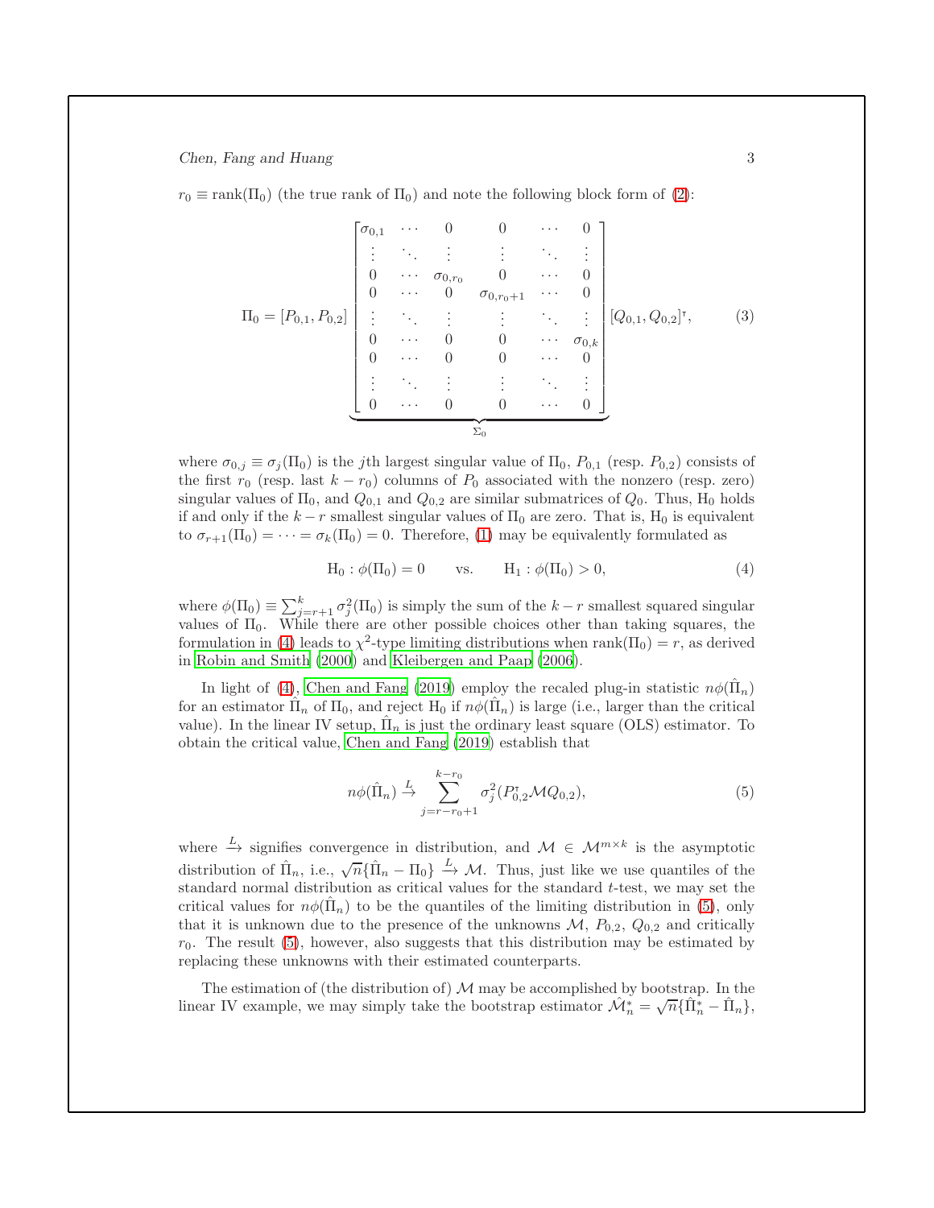$r_0 \equiv \operatorname{rank}(\Pi_0)$ (the true rank of $\Pi_0$) and note the following block form of (2):

$$
\Pi_0 = [P_{0,1}, P_{0,2}] \underbrace{\begin{bmatrix}
\sigma_{0,1} & \cdots & 0 & 0 & \cdots & 0 \\
\vdots & \ddots & \vdots & \vdots & \ddots & \vdots \\
0 & \cdots & \sigma_{0,r_0} & 0 & \cdots & 0 \\
0 & \cdots & 0 & \sigma_{0,r_0+1} & \cdots & 0 \\
\vdots & \ddots & \vdots & \vdots & \ddots & \vdots \\
0 & \cdots & 0 & 0 & \cdots & \sigma_{0,k} \\
0 & \cdots & 0 & 0 & \cdots & 0 \\
\vdots & \ddots & \vdots & \vdots & \ddots & \vdots \\
0 & \cdots & 0 & 0 & \cdots & 0
\end{bmatrix}}_{\Sigma_0} [Q_{0,1}, Q_{0,2}]^\intercal, \tag{3}
$$

where $\sigma_{0,j} \equiv \sigma_j(\Pi_0)$ is the $j$th largest singular value of $\Pi_0$, $P_{0,1}$ (resp. $P_{0,2}$) consists of the first $r_0$ (resp. last $k - r_0$) columns of $P_0$ associated with the nonzero (resp. zero) singular values of $\Pi_0$, and $Q_{0,1}$ and $Q_{0,2}$ are similar submatrices of $Q_0$. Thus, $\mathrm{H}_0$ holds if and only if the $k - r$ smallest singular values of $\Pi_0$ are zero. That is, $\mathrm{H}_0$ is equivalent to $\sigma_{r+1}(\Pi_0) = \cdots = \sigma_k(\Pi_0) = 0$. Therefore, (1) may be equivalently formulated as

$$
\mathrm{H}_0 : \phi(\Pi_0) = 0 \qquad \text{vs.} \qquad \mathrm{H}_1 : \phi(\Pi_0) > 0, \tag{4}
$$

where $\phi(\Pi_0) \equiv \sum_{j=r+1}^{k} \sigma_j^2(\Pi_0)$ is simply the sum of the $k - r$ smallest squared singular values of $\Pi_0$. While there are other possible choices other than taking squares, the formulation in (4) leads to $\chi^2$-type limiting distributions when $\operatorname{rank}(\Pi_0) = r$, as derived in Robin and Smith (2000) and Kleibergen and Paap (2006).

In light of (4), Chen and Fang (2019) employ the recaled plug-in statistic $n\phi(\hat{\Pi}_n)$ for an estimator $\hat{\Pi}_n$ of $\Pi_0$, and reject $\mathrm{H}_0$ if $n\phi(\hat{\Pi}_n)$ is large (i.e., larger than the critical value). In the linear IV setup, $\hat{\Pi}_n$ is just the ordinary least square (OLS) estimator. To obtain the critical value, Chen and Fang (2019) establish that

$$
n\phi(\hat{\Pi}_n) \xrightarrow{L} \sum_{j=r-r_0+1}^{k-r_0} \sigma_j^2(P_{0,2}^\intercal \mathcal{M} Q_{0,2}), \tag{5}
$$

where $\xrightarrow{L}$ signifies convergence in distribution, and $\mathcal{M} \in \mathcal{M}^{m \times k}$ is the asymptotic distribution of $\hat{\Pi}_n$, i.e., $\sqrt{n}\{\hat{\Pi}_n - \Pi_0\} \xrightarrow{L} \mathcal{M}$. Thus, just like we use quantiles of the standard normal distribution as critical values for the standard $t$-test, we may set the critical values for $n\phi(\hat{\Pi}_n)$ to be the quantiles of the limiting distribution in (5), only that it is unknown due to the presence of the unknowns $\mathcal{M}$, $P_{0,2}$, $Q_{0,2}$ and critically $r_0$. The result (5), however, also suggests that this distribution may be estimated by replacing these unknowns with their estimated counterparts.

The estimation of (the distribution of) $\mathcal{M}$ may be accomplished by bootstrap. In the linear IV example, we may simply take the bootstrap estimator $\hat{\mathcal{M}}_n^* = \sqrt{n}\{\hat{\Pi}_n^* - \hat{\Pi}_n\}$,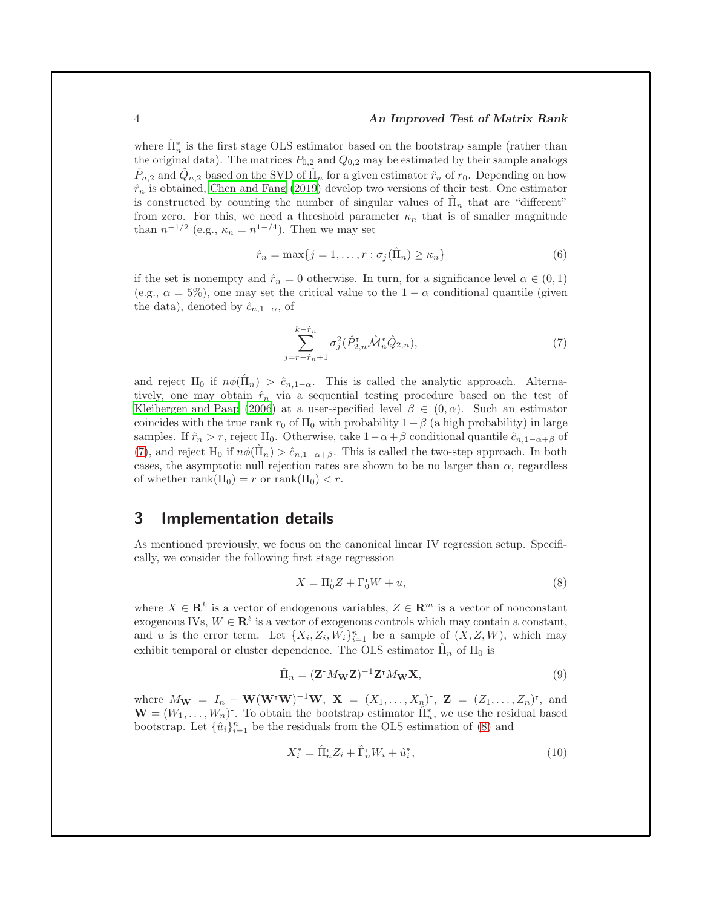where $\hat{\Pi}_n^*$ is the first stage OLS estimator based on the bootstrap sample (rather than the original data). The matrices $P_{0,2}$ and $Q_{0,2}$ may be estimated by their sample analogs $\hat{P}_{n,2}$ and $\hat{Q}_{n,2}$ based on the SVD of $\hat{\Pi}_n$ for a given estimator $\hat{r}_n$ of $r_0$. Depending on how $\hat{r}_n$ is obtained, Chen and Fang (2019) develop two versions of their test. One estimator is constructed by counting the number of singular values of $\hat{\Pi}_n$ that are "different" from zero. For this, we need a threshold parameter $\kappa_n$ that is of smaller magnitude than $n^{-1/2}$ (e.g., $\kappa_n = n^{1-/4}$). Then we may set

$$\hat{r}_n = \max\{j = 1, \ldots, r : \sigma_j(\hat{\Pi}_n) \geq \kappa_n\} \tag{6}$$

if the set is nonempty and $\hat{r}_n = 0$ otherwise. In turn, for a significance level $\alpha \in (0, 1)$ (e.g., $\alpha = 5\%$), one may set the critical value to the $1 - \alpha$ conditional quantile (given the data), denoted by $\hat{c}_{n,1-\alpha}$, of

$$\sum_{j=r-\hat{r}_n+1}^{k-\hat{r}_n} \sigma_j^2(\hat{P}_{2,n}^\intercal \hat{\mathcal{M}}_n^* \hat{Q}_{2,n}), \tag{7}$$

and reject $\text{H}_0$ if $n\phi(\hat{\Pi}_n) > \hat{c}_{n,1-\alpha}$. This is called the analytic approach. Alternatively, one may obtain $\hat{r}_n$ via a sequential testing procedure based on the test of Kleibergen and Paap (2006) at a user-specified level $\beta \in (0, \alpha)$. Such an estimator coincides with the true rank $r_0$ of $\Pi_0$ with probability $1 - \beta$ (a high probability) in large samples. If $\hat{r}_n > r$, reject $\text{H}_0$. Otherwise, take $1 - \alpha + \beta$ conditional quantile $\hat{c}_{n,1-\alpha+\beta}$ of (7), and reject $\text{H}_0$ if $n\phi(\hat{\Pi}_n) > \hat{c}_{n,1-\alpha+\beta}$. This is called the two-step approach. In both cases, the asymptotic null rejection rates are shown to be no larger than $\alpha$, regardless of whether $\text{rank}(\Pi_0) = r$ or $\text{rank}(\Pi_0) < r$.

## 3 Implementation details

As mentioned previously, we focus on the canonical linear IV regression setup. Specifically, we consider the following first stage regression

$$X = \Pi_0^\intercal Z + \Gamma_0^\intercal W + u, \tag{8}$$

where $X \in \mathbf{R}^k$ is a vector of endogenous variables, $Z \in \mathbf{R}^m$ is a vector of nonconstant exogenous IVs, $W \in \mathbf{R}^\ell$ is a vector of exogenous controls which may contain a constant, and $u$ is the error term. Let $\{X_i, Z_i, W_i\}_{i=1}^n$ be a sample of $(X, Z, W)$, which may exhibit temporal or cluster dependence. The OLS estimator $\hat{\Pi}_n$ of $\Pi_0$ is

$$\hat{\Pi}_n = (\mathbf{Z}^\intercal M_{\mathbf{W}} \mathbf{Z})^{-1} \mathbf{Z}^\intercal M_{\mathbf{W}} \mathbf{X}, \tag{9}$$

where $M_{\mathbf{W}} = I_n - \mathbf{W}(\mathbf{W}^\intercal \mathbf{W})^{-1}\mathbf{W}$, $\mathbf{X} = (X_1, \ldots, X_n)^\intercal$, $\mathbf{Z} = (Z_1, \ldots, Z_n)^\intercal$, and $\mathbf{W} = (W_1, \ldots, W_n)^\intercal$. To obtain the bootstrap estimator $\hat{\Pi}_n^*$, we use the residual based bootstrap. Let $\{\hat{u}_i\}_{i=1}^n$ be the residuals from the OLS estimation of (8) and

$$X_i^* = \hat{\Pi}_n^\intercal Z_i + \hat{\Gamma}_n^\intercal W_i + \hat{u}_i^*, \tag{10}$$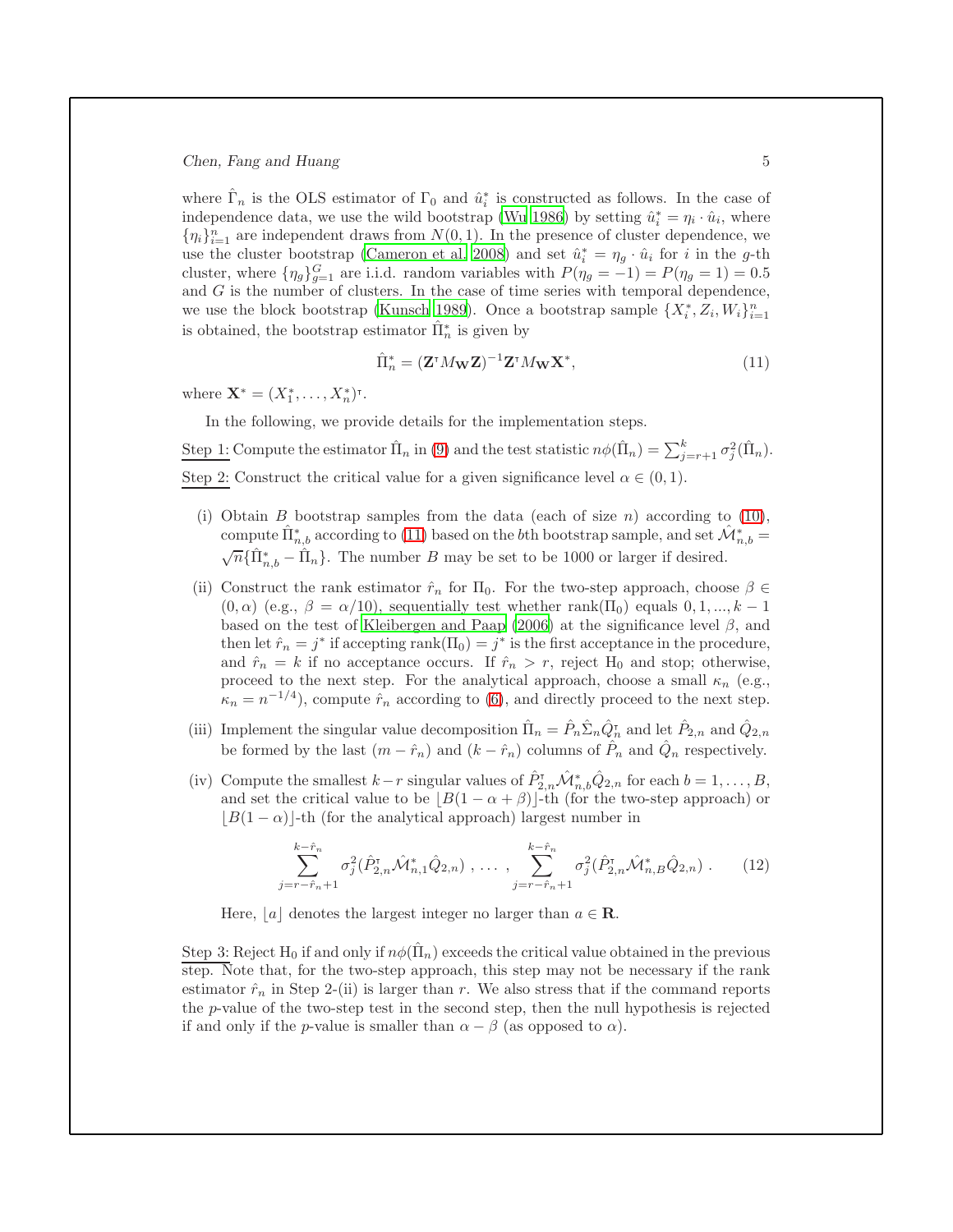where $\hat{\Gamma}_n$ is the OLS estimator of $\Gamma_0$ and $\hat{u}_i^*$ is constructed as follows. In the case of independence data, we use the wild bootstrap (Wu 1986) by setting $\hat{u}_i^* = \eta_i \cdot \hat{u}_i$, where $\{\eta_i\}_{i=1}^n$ are independent draws from $N(0,1)$. In the presence of cluster dependence, we use the cluster bootstrap (Cameron et al. 2008) and set $\hat{u}_i^* = \eta_g \cdot \hat{u}_i$ for $i$ in the $g$-th cluster, where $\{\eta_g\}_{g=1}^G$ are i.i.d. random variables with $P(\eta_g = -1) = P(\eta_g = 1) = 0.5$ and $G$ is the number of clusters. In the case of time series with temporal dependence, we use the block bootstrap (Kunsch 1989). Once a bootstrap sample $\{X_i^*, Z_i, W_i\}_{i=1}^n$ is obtained, the bootstrap estimator $\hat{\Pi}_n^*$ is given by

$$\hat{\Pi}_n^* = (\mathbf{Z}^\intercal M_{\mathbf{W}} \mathbf{Z})^{-1} \mathbf{Z}^\intercal M_{\mathbf{W}} \mathbf{X}^*, \tag{11}$$

where $\mathbf{X}^* = (X_1^*, \ldots, X_n^*)^\intercal$.

In the following, we provide details for the implementation steps.

Step 1: Compute the estimator $\hat{\Pi}_n$ in (9) and the test statistic $n\phi(\hat{\Pi}_n) = \sum_{j=r+1}^k \sigma_j^2(\hat{\Pi}_n)$.

Step 2: Construct the critical value for a given significance level $\alpha \in (0,1)$.

(i) Obtain $B$ bootstrap samples from the data (each of size $n$) according to (10), compute $\hat{\Pi}_{n,b}^*$ according to (11) based on the $b$th bootstrap sample, and set $\hat{\mathcal{M}}_{n,b}^* = \sqrt{n}\{\hat{\Pi}_{n,b}^* - \hat{\Pi}_n\}$. The number $B$ may be set to be 1000 or larger if desired.

(ii) Construct the rank estimator $\hat{r}_n$ for $\Pi_0$. For the two-step approach, choose $\beta \in (0, \alpha)$ (e.g., $\beta = \alpha/10$), sequentially test whether $\text{rank}(\Pi_0)$ equals $0, 1, ..., k-1$ based on the test of Kleibergen and Paap (2006) at the significance level $\beta$, and then let $\hat{r}_n = j^*$ if accepting $\text{rank}(\Pi_0) = j^*$ is the first acceptance in the procedure, and $\hat{r}_n = k$ if no acceptance occurs. If $\hat{r}_n > r$, reject $\text{H}_0$ and stop; otherwise, proceed to the next step. For the analytical approach, choose a small $\kappa_n$ (e.g., $\kappa_n = n^{-1/4}$), compute $\hat{r}_n$ according to (6), and directly proceed to the next step.

(iii) Implement the singular value decomposition $\hat{\Pi}_n = \hat{P}_n \hat{\Sigma}_n \hat{Q}_n^\intercal$ and let $\hat{P}_{2,n}$ and $\hat{Q}_{2,n}$ be formed by the last $(m - \hat{r}_n)$ and $(k - \hat{r}_n)$ columns of $\hat{P}_n$ and $\hat{Q}_n$ respectively.

(iv) Compute the smallest $k-r$ singular values of $\hat{P}_{2,n}^\intercal \hat{\mathcal{M}}_{n,b}^* \hat{Q}_{2,n}$ for each $b = 1, \ldots, B$, and set the critical value to be $\lfloor B(1 - \alpha + \beta) \rfloor$-th (for the two-step approach) or $\lfloor B(1-\alpha) \rfloor$-th (for the analytical approach) largest number in

$$\sum_{j=r-\hat{r}_n+1}^{k-\hat{r}_n} \sigma_j^2(\hat{P}_{2,n}^\intercal \hat{\mathcal{M}}_{n,1}^* \hat{Q}_{2,n}) \ , \ \ldots \ , \ \sum_{j=r-\hat{r}_n+1}^{k-\hat{r}_n} \sigma_j^2(\hat{P}_{2,n}^\intercal \hat{\mathcal{M}}_{n,B}^* \hat{Q}_{2,n}) \ . \tag{12}$$

Here, $\lfloor a \rfloor$ denotes the largest integer no larger than $a \in \mathbf{R}$.

Step 3: Reject $\text{H}_0$ if and only if $n\phi(\hat{\Pi}_n)$ exceeds the critical value obtained in the previous step. Note that, for the two-step approach, this step may not be necessary if the rank estimator $\hat{r}_n$ in Step 2-(ii) is larger than $r$. We also stress that if the command reports the $p$-value of the two-step test in the second step, then the null hypothesis is rejected if and only if the $p$-value is smaller than $\alpha - \beta$ (as opposed to $\alpha$).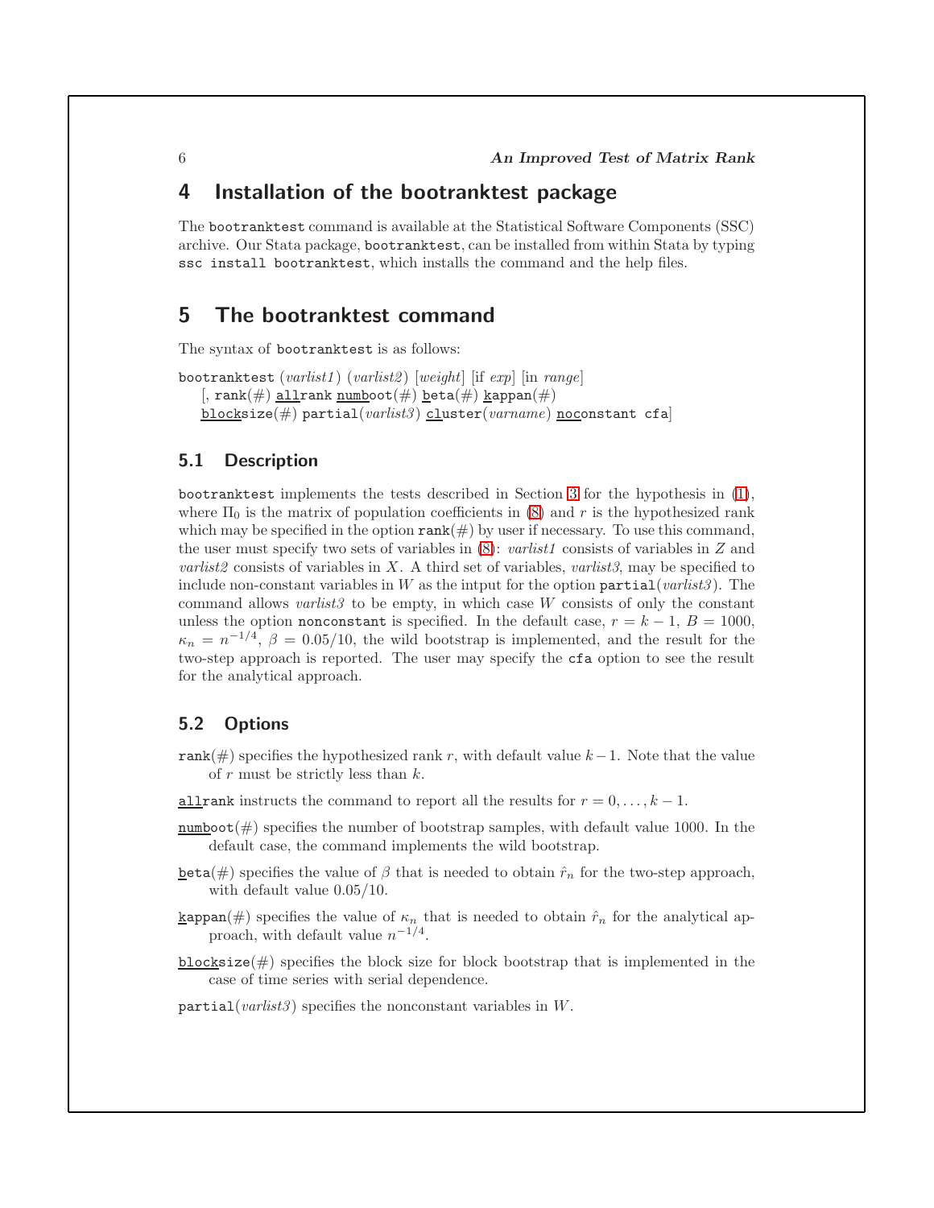## 4 Installation of the bootranktest package

The `bootranktest` command is available at the Statistical Software Components (SSC) archive. Our Stata package, `bootranktest`, can be installed from within Stata by typing `ssc install bootranktest`, which installs the command and the help files.

## 5 The bootranktest command

The syntax of `bootranktest` is as follows:

`bootranktest` (*varlist1*) (*varlist2*) [*weight*] [if *exp*] [in *range*]
    [, `rank(#)` `allrank` `numboot(#)` `beta(#)` `kappan(#)`
    `blocksize(#)` `partial(`*varlist3*`)` `cluster(`*varname*`)` `noconstant` `cfa`]

### 5.1 Description

`bootranktest` implements the tests described in Section 3 for the hypothesis in (1), where $\Pi_0$ is the matrix of population coefficients in (8) and $r$ is the hypothesized rank which may be specified in the option `rank(#)` by user if necessary. To use this command, the user must specify two sets of variables in (8): *varlist1* consists of variables in $Z$ and *varlist2* consists of variables in $X$. A third set of variables, *varlist3*, may be specified to include non-constant variables in $W$ as the intput for the option `partial(`*varlist3*`)`. The command allows *varlist3* to be empty, in which case $W$ consists of only the constant unless the option `nonconstant` is specified. In the default case, $r = k - 1$, $B = 1000$, $\kappa_n = n^{-1/4}$, $\beta = 0.05/10$, the wild bootstrap is implemented, and the result for the two-step approach is reported. The user may specify the `cfa` option to see the result for the analytical approach.

### 5.2 Options

`rank(#)` specifies the hypothesized rank $r$, with default value $k-1$. Note that the value of $r$ must be strictly less than $k$.

`allrank` instructs the command to report all the results for $r = 0, \ldots, k-1$.

`numboot(#)` specifies the number of bootstrap samples, with default value 1000. In the default case, the command implements the wild bootstrap.

`beta(#)` specifies the value of $\beta$ that is needed to obtain $\hat{r}_n$ for the two-step approach, with default value 0.05/10.

`kappan(#)` specifies the value of $\kappa_n$ that is needed to obtain $\hat{r}_n$ for the analytical approach, with default value $n^{-1/4}$.

`blocksize(#)` specifies the block size for block bootstrap that is implemented in the case of time series with serial dependence.

`partial(`*varlist3*`)` specifies the nonconstant variables in $W$.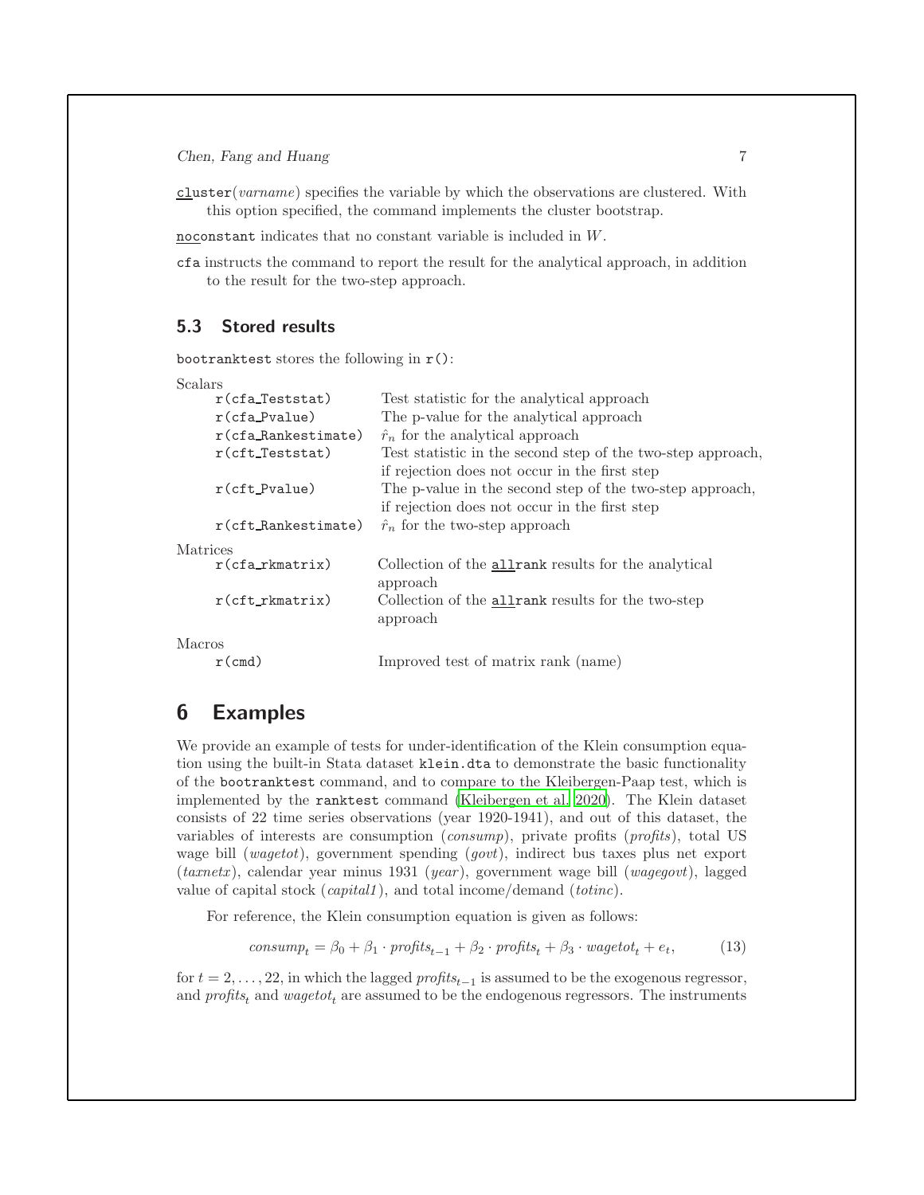cluster(*varname*) specifies the variable by which the observations are clustered. With this option specified, the command implements the cluster bootstrap.

noconstant indicates that no constant variable is included in $W$.

cfa instructs the command to report the result for the analytical approach, in addition to the result for the two-step approach.

### 5.3 Stored results

bootranktest stores the following in r():

Scalars

| | |
|---|---|
| r(cfa_Teststat) | Test statistic for the analytical approach |
| r(cfa_Pvalue) | The p-value for the analytical approach |
| r(cfa_Rankestimate) | $\hat{r}_n$ for the analytical approach |
| r(cft_Teststat) | Test statistic in the second step of the two-step approach, if rejection does not occur in the first step |
| r(cft_Pvalue) | The p-value in the second step of the two-step approach, if rejection does not occur in the first step |
| r(cft_Rankestimate) | $\hat{r}_n$ for the two-step approach |

Matrices

| | |
|---|---|
| r(cfa_rkmatrix) | Collection of the allrank results for the analytical approach |
| r(cft_rkmatrix) | Collection of the allrank results for the two-step approach |

Macros

| | |
|---|---|
| r(cmd) | Improved test of matrix rank (name) |

## 6 Examples

We provide an example of tests for under-identification of the Klein consumption equation using the built-in Stata dataset klein.dta to demonstrate the basic functionality of the bootranktest command, and to compare to the Kleibergen-Paap test, which is implemented by the ranktest command (Kleibergen et al. 2020). The Klein dataset consists of 22 time series observations (year 1920-1941), and out of this dataset, the variables of interests are consumption (*consump*), private profits (*profits*), total US wage bill (*wagetot*), government spending (*govt*), indirect bus taxes plus net export (*taxnetx*), calendar year minus 1931 (*year*), government wage bill (*wagegovt*), lagged value of capital stock (*capital1*), and total income/demand (*totinc*).

For reference, the Klein consumption equation is given as follows:

$$consump_t = \beta_0 + \beta_1 \cdot profits_{t-1} + \beta_2 \cdot profits_t + \beta_3 \cdot wagetot_t + e_t, \tag{13}$$

for $t = 2, \ldots, 22$, in which the lagged $profits_{t-1}$ is assumed to be the exogenous regressor, and $profits_t$ and $wagetot_t$ are assumed to be the endogenous regressors. The instruments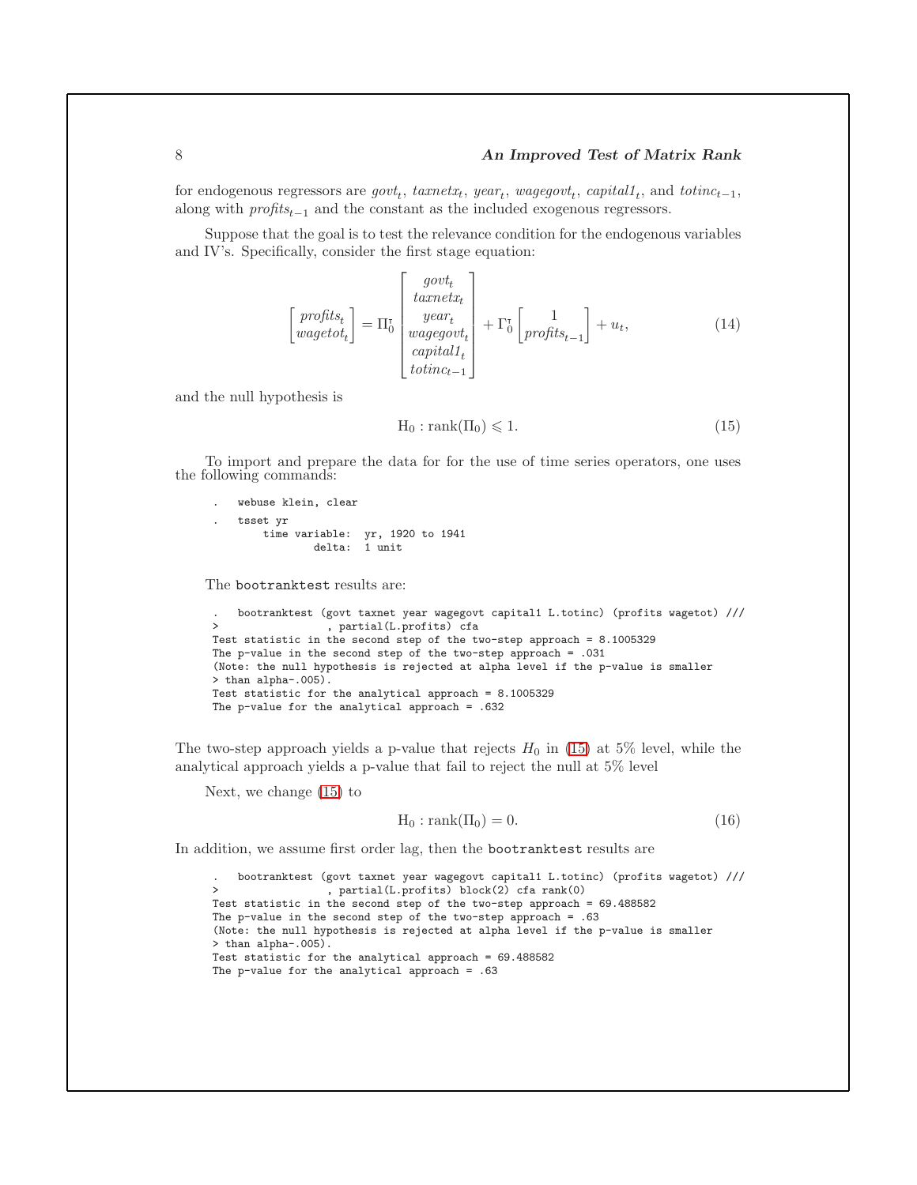for endogenous regressors are $govt_t$, $taxnetx_t$, $year_t$, $wagegovt_t$, $capital1_t$, and $totinc_{t-1}$, along with $profits_{t-1}$ and the constant as the included exogenous regressors.

Suppose that the goal is to test the relevance condition for the endogenous variables and IV's. Specifically, consider the first stage equation:

$$\begin{bmatrix} profits_t \\ wagetot_t \end{bmatrix} = \Pi_0^{\intercal} \begin{bmatrix} govt_t \\ taxnetx_t \\ year_t \\ wagegovt_t \\ capital1_t \\ totinc_{t-1} \end{bmatrix} + \Gamma_0^{\intercal} \begin{bmatrix} 1 \\ profits_{t-1} \end{bmatrix} + u_t, \tag{14}$$

and the null hypothesis is

$$\mathrm{H}_0 : \mathrm{rank}(\Pi_0) \leqslant 1. \tag{15}$$

To import and prepare the data for for the use of time series operators, one uses the following commands:

```
.   webuse klein, clear
.   tsset yr
        time variable:  yr, 1920 to 1941
                delta:  1 unit
```

The `bootranktest` results are:

```
.   bootranktest (govt taxnet year wagegovt capital1 L.totinc) (profits wagetot) ///
>                 , partial(L.profits) cfa
Test statistic in the second step of the two-step approach = 8.1005329
The p-value in the second step of the two-step approach = .031
(Note: the null hypothesis is rejected at alpha level if the p-value is smaller
> than alpha-.005).
Test statistic for the analytical approach = 8.1005329
The p-value for the analytical approach = .632
```

The two-step approach yields a p-value that rejects $H_0$ in (15) at 5% level, while the analytical approach yields a p-value that fail to reject the null at 5% level

Next, we change (15) to

$$\mathrm{H}_0 : \mathrm{rank}(\Pi_0) = 0. \tag{16}$$

In addition, we assume first order lag, then the `bootranktest` results are

```
.   bootranktest (govt taxnet year wagegovt capital1 L.totinc) (profits wagetot) ///
>                 , partial(L.profits) block(2) cfa rank(0)
Test statistic in the second step of the two-step approach = 69.488582
The p-value in the second step of the two-step approach = .63
(Note: the null hypothesis is rejected at alpha level if the p-value is smaller
> than alpha-.005).
Test statistic for the analytical approach = 69.488582
The p-value for the analytical approach = .63
```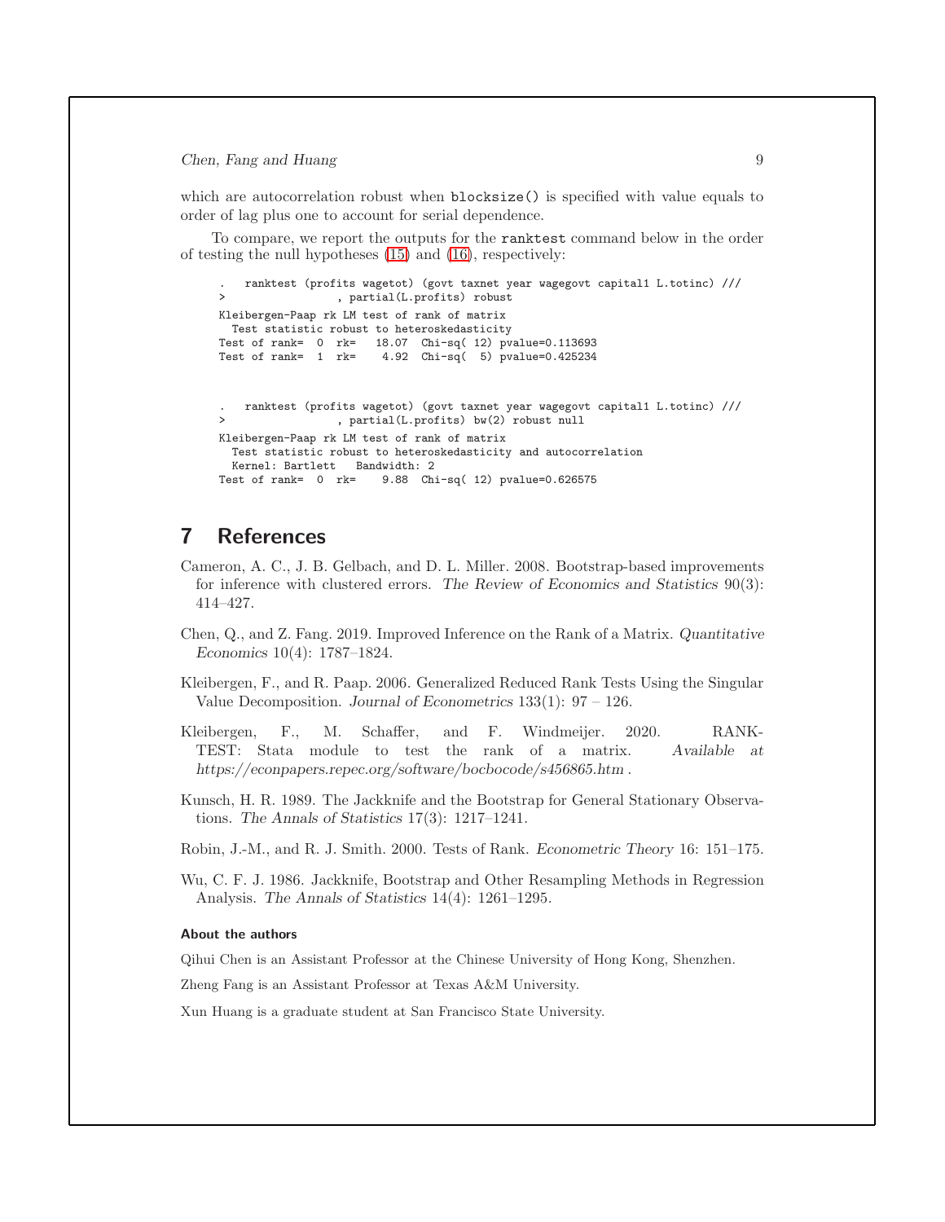which are autocorrelation robust when `blocksize()` is specified with value equals to order of lag plus one to account for serial dependence.

To compare, we report the outputs for the `ranktest` command below in the order of testing the null hypotheses (15) and (16), respectively:

```
.   ranktest (profits wagetot) (govt taxnet year wagegovt capital1 L.totinc) ///
>                , partial(L.profits) robust
Kleibergen-Paap rk LM test of rank of matrix
  Test statistic robust to heteroskedasticity
Test of rank=  0  rk=   18.07  Chi-sq( 12) pvalue=0.113693
Test of rank=  1  rk=    4.92  Chi-sq(  5) pvalue=0.425234


.   ranktest (profits wagetot) (govt taxnet year wagegovt capital1 L.totinc) ///
>                , partial(L.profits) bw(2) robust null
Kleibergen-Paap rk LM test of rank of matrix
  Test statistic robust to heteroskedasticity and autocorrelation
  Kernel: Bartlett   Bandwidth: 2
Test of rank=  0  rk=    9.88  Chi-sq( 12) pvalue=0.626575
```

## 7 References

Cameron, A. C., J. B. Gelbach, and D. L. Miller. 2008. Bootstrap-based improvements for inference with clustered errors. *The Review of Economics and Statistics* 90(3): 414–427.

Chen, Q., and Z. Fang. 2019. Improved Inference on the Rank of a Matrix. *Quantitative Economics* 10(4): 1787–1824.

Kleibergen, F., and R. Paap. 2006. Generalized Reduced Rank Tests Using the Singular Value Decomposition. *Journal of Econometrics* 133(1): 97 – 126.

Kleibergen, F., M. Schaffer, and F. Windmeijer. 2020. RANKTEST: Stata module to test the rank of a matrix. *Available at https://econpapers.repec.org/software/bocbocode/s456865.htm* .

Kunsch, H. R. 1989. The Jackknife and the Bootstrap for General Stationary Observations. *The Annals of Statistics* 17(3): 1217–1241.

Robin, J.-M., and R. J. Smith. 2000. Tests of Rank. *Econometric Theory* 16: 151–175.

Wu, C. F. J. 1986. Jackknife, Bootstrap and Other Resampling Methods in Regression Analysis. *The Annals of Statistics* 14(4): 1261–1295.

### About the authors

Qihui Chen is an Assistant Professor at the Chinese University of Hong Kong, Shenzhen.

Zheng Fang is an Assistant Professor at Texas A&M University.

Xun Huang is a graduate student at San Francisco State University.